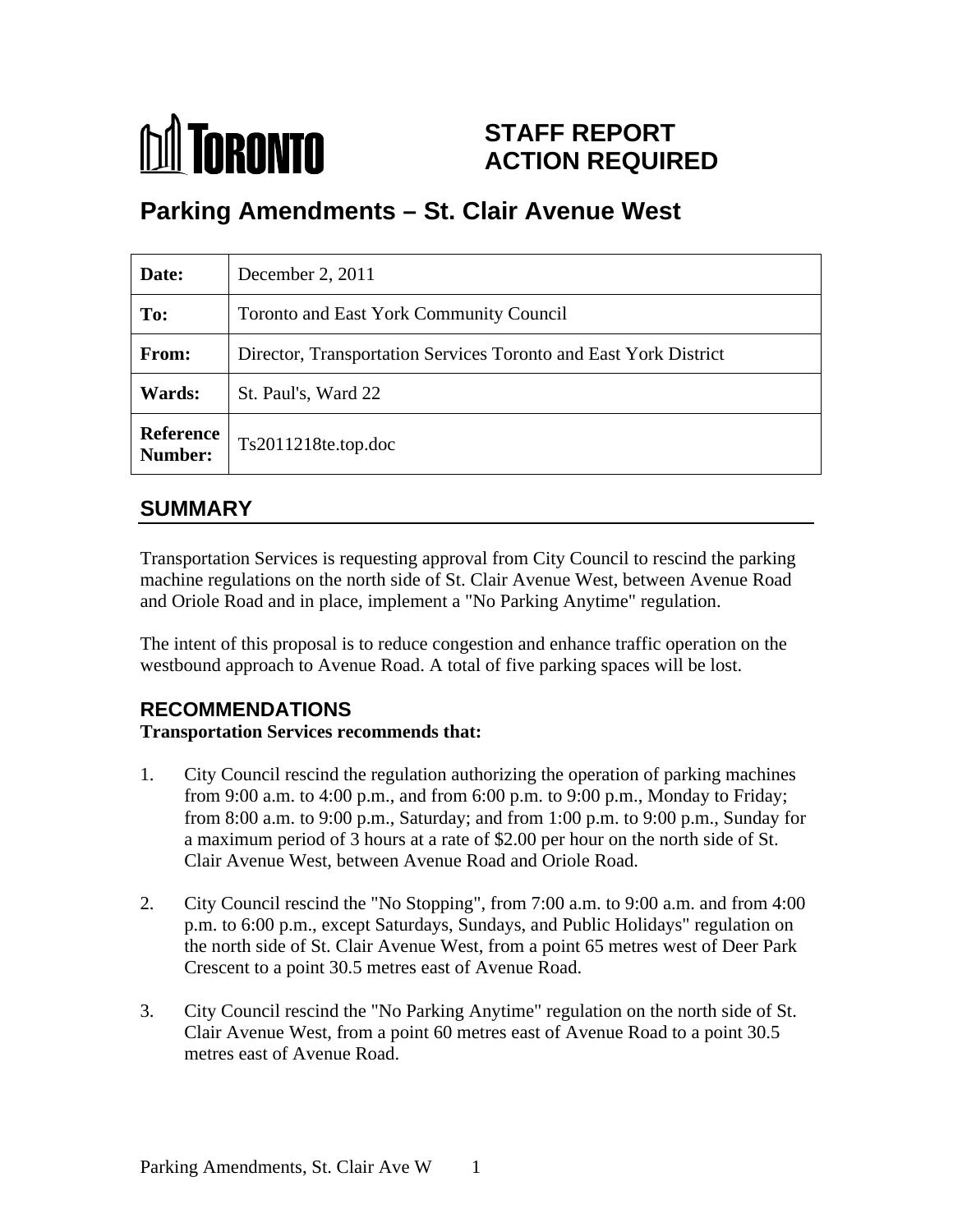TORONTO

# STAFF REPORT ACTION REQUIRED

## Parking Amendments – St. Clair Avenue West

| **Date:** | December 2, 2011 |
| --- | --- |
| **To:** | Toronto and East York Community Council |
| **From:** | Director, Transportation Services Toronto and East York District |
| **Wards:** | St. Paul's, Ward 22 |
| **Reference Number:** | Ts2011218te.top.doc |

## SUMMARY

Transportation Services is requesting approval from City Council to rescind the parking machine regulations on the north side of St. Clair Avenue West, between Avenue Road and Oriole Road and in place, implement a "No Parking Anytime" regulation.

The intent of this proposal is to reduce congestion and enhance traffic operation on the westbound approach to Avenue Road. A total of five parking spaces will be lost.

## RECOMMENDATIONS

**Transportation Services recommends that:**

1. City Council rescind the regulation authorizing the operation of parking machines from 9:00 a.m. to 4:00 p.m., and from 6:00 p.m. to 9:00 p.m., Monday to Friday; from 8:00 a.m. to 9:00 p.m., Saturday; and from 1:00 p.m. to 9:00 p.m., Sunday for a maximum period of 3 hours at a rate of $2.00 per hour on the north side of St. Clair Avenue West, between Avenue Road and Oriole Road.

2. City Council rescind the "No Stopping", from 7:00 a.m. to 9:00 a.m. and from 4:00 p.m. to 6:00 p.m., except Saturdays, Sundays, and Public Holidays" regulation on the north side of St. Clair Avenue West, from a point 65 metres west of Deer Park Crescent to a point 30.5 metres east of Avenue Road.

3. City Council rescind the "No Parking Anytime" regulation on the north side of St. Clair Avenue West, from a point 60 metres east of Avenue Road to a point 30.5 metres east of Avenue Road.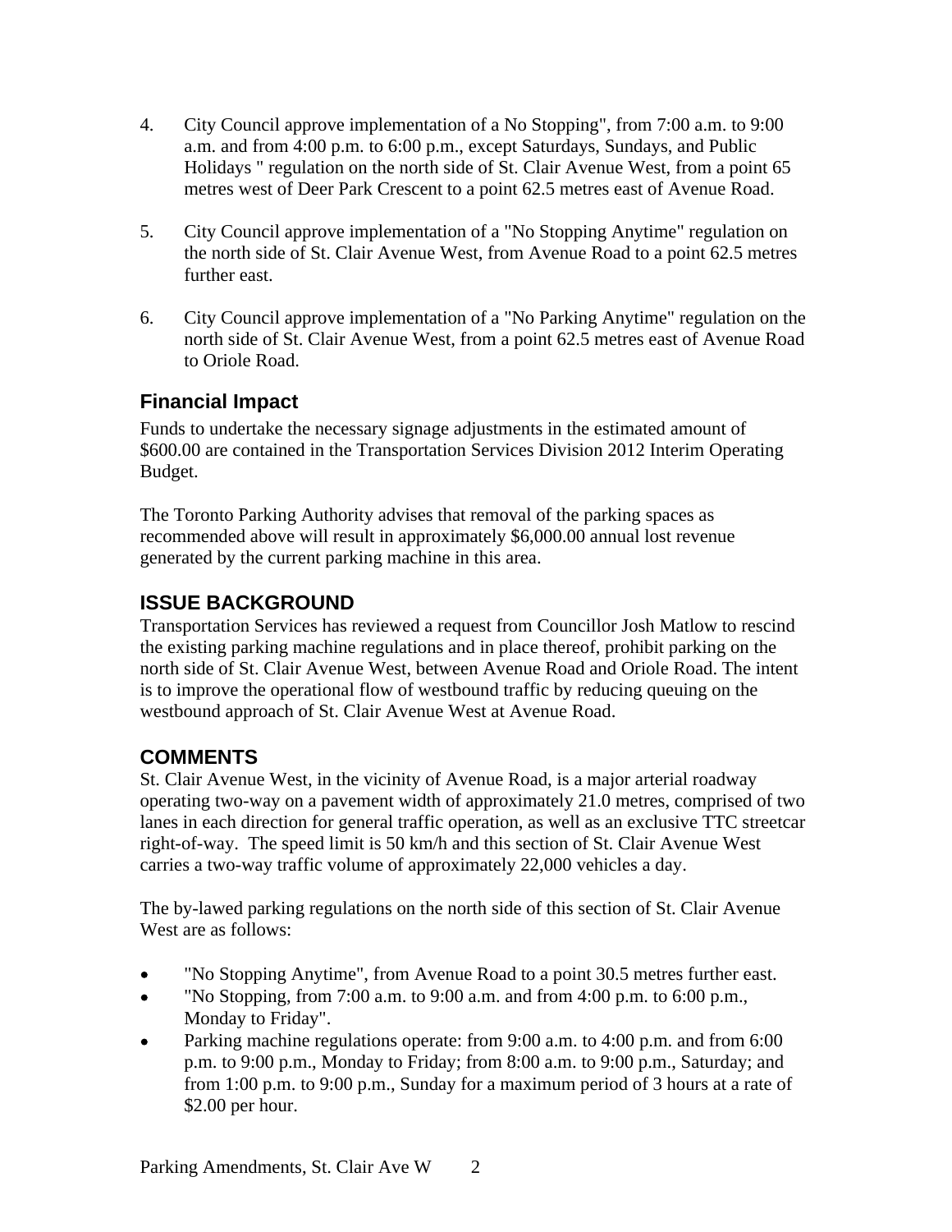4. City Council approve implementation of a No Stopping", from 7:00 a.m. to 9:00 a.m. and from 4:00 p.m. to 6:00 p.m., except Saturdays, Sundays, and Public Holidays " regulation on the north side of St. Clair Avenue West, from a point 65 metres west of Deer Park Crescent to a point 62.5 metres east of Avenue Road.

5. City Council approve implementation of a "No Stopping Anytime" regulation on the north side of St. Clair Avenue West, from Avenue Road to a point 62.5 metres further east.

6. City Council approve implementation of a "No Parking Anytime" regulation on the north side of St. Clair Avenue West, from a point 62.5 metres east of Avenue Road to Oriole Road.

## Financial Impact

Funds to undertake the necessary signage adjustments in the estimated amount of $600.00 are contained in the Transportation Services Division 2012 Interim Operating Budget.

The Toronto Parking Authority advises that removal of the parking spaces as recommended above will result in approximately $6,000.00 annual lost revenue generated by the current parking machine in this area.

## ISSUE BACKGROUND

Transportation Services has reviewed a request from Councillor Josh Matlow to rescind the existing parking machine regulations and in place thereof, prohibit parking on the north side of St. Clair Avenue West, between Avenue Road and Oriole Road. The intent is to improve the operational flow of westbound traffic by reducing queuing on the westbound approach of St. Clair Avenue West at Avenue Road.

## COMMENTS

St. Clair Avenue West, in the vicinity of Avenue Road, is a major arterial roadway operating two-way on a pavement width of approximately 21.0 metres, comprised of two lanes in each direction for general traffic operation, as well as an exclusive TTC streetcar right-of-way. The speed limit is 50 km/h and this section of St. Clair Avenue West carries a two-way traffic volume of approximately 22,000 vehicles a day.

The by-lawed parking regulations on the north side of this section of St. Clair Avenue West are as follows:

- "No Stopping Anytime", from Avenue Road to a point 30.5 metres further east.
- "No Stopping, from 7:00 a.m. to 9:00 a.m. and from 4:00 p.m. to 6:00 p.m., Monday to Friday".
- Parking machine regulations operate: from 9:00 a.m. to 4:00 p.m. and from 6:00 p.m. to 9:00 p.m., Monday to Friday; from 8:00 a.m. to 9:00 p.m., Saturday; and from 1:00 p.m. to 9:00 p.m., Sunday for a maximum period of 3 hours at a rate of $2.00 per hour.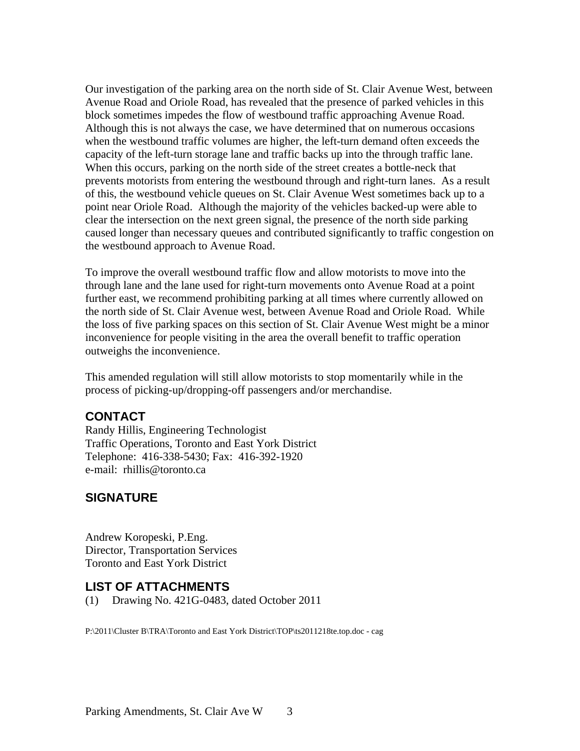Our investigation of the parking area on the north side of St. Clair Avenue West, between Avenue Road and Oriole Road, has revealed that the presence of parked vehicles in this block sometimes impedes the flow of westbound traffic approaching Avenue Road. Although this is not always the case, we have determined that on numerous occasions when the westbound traffic volumes are higher, the left-turn demand often exceeds the capacity of the left-turn storage lane and traffic backs up into the through traffic lane. When this occurs, parking on the north side of the street creates a bottle-neck that prevents motorists from entering the westbound through and right-turn lanes. As a result of this, the westbound vehicle queues on St. Clair Avenue West sometimes back up to a point near Oriole Road. Although the majority of the vehicles backed-up were able to clear the intersection on the next green signal, the presence of the north side parking caused longer than necessary queues and contributed significantly to traffic congestion on the westbound approach to Avenue Road.

To improve the overall westbound traffic flow and allow motorists to move into the through lane and the lane used for right-turn movements onto Avenue Road at a point further east, we recommend prohibiting parking at all times where currently allowed on the north side of St. Clair Avenue west, between Avenue Road and Oriole Road. While the loss of five parking spaces on this section of St. Clair Avenue West might be a minor inconvenience for people visiting in the area the overall benefit to traffic operation outweighs the inconvenience.

This amended regulation will still allow motorists to stop momentarily while in the process of picking-up/dropping-off passengers and/or merchandise.

## CONTACT

Randy Hillis, Engineering Technologist
Traffic Operations, Toronto and East York District
Telephone: 416-338-5430; Fax: 416-392-1920
e-mail: rhillis@toronto.ca

## SIGNATURE

Andrew Koropeski, P.Eng.
Director, Transportation Services
Toronto and East York District

## LIST OF ATTACHMENTS

(1) Drawing No. 421G-0483, dated October 2011

P:\2011\Cluster B\TRA\Toronto and East York District\TOP\ts2011218te.top.doc - cag